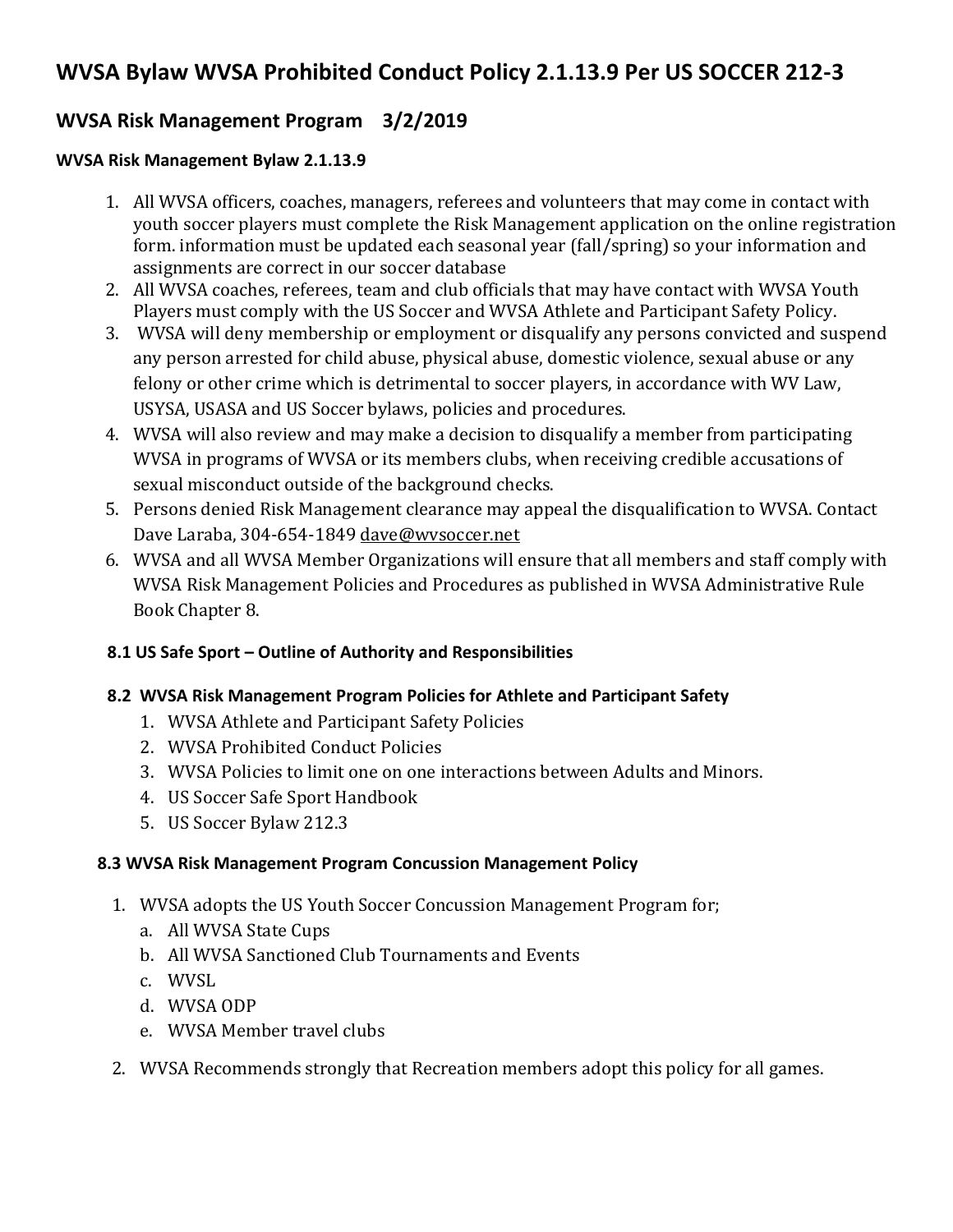# WVSA Bylaw WVSA Prohibited Conduct Policy 2.1.13.9 Per US SOCCER 212-3

## WVSA Risk Management Program 3/2/2019

### WVSA Risk Management Bylaw 2.1.13.9

1. All WVSA officers, coaches, managers, referees and volunteers that may come in contact with youth soccer players must complete the Risk Management application on the online registration form. information must be updated each seasonal year (fall/spring) so your information and assignments are correct in our soccer database
2. All WVSA coaches, referees, team and club officials that may have contact with WVSA Youth Players must comply with the US Soccer and WVSA Athlete and Participant Safety Policy.
3. WVSA will deny membership or employment or disqualify any persons convicted and suspend any person arrested for child abuse, physical abuse, domestic violence, sexual abuse or any felony or other crime which is detrimental to soccer players, in accordance with WV Law, USYSA, USASA and US Soccer bylaws, policies and procedures.
4. WVSA will also review and may make a decision to disqualify a member from participating WVSA in programs of WVSA or its members clubs, when receiving credible accusations of sexual misconduct outside of the background checks.
5. Persons denied Risk Management clearance may appeal the disqualification to WVSA. Contact Dave Laraba, 304-654-1849 dave@wvsoccer.net
6. WVSA and all WVSA Member Organizations will ensure that all members and staff comply with WVSA Risk Management Policies and Procedures as published in WVSA Administrative Rule Book Chapter 8.

#### 8.1 US Safe Sport – Outline of Authority and Responsibilities

#### 8.2 WVSA Risk Management Program Policies for Athlete and Participant Safety

1. WVSA Athlete and Participant Safety Policies
2. WVSA Prohibited Conduct Policies
3. WVSA Policies to limit one on one interactions between Adults and Minors.
4. US Soccer Safe Sport Handbook
5. US Soccer Bylaw 212.3

#### 8.3 WVSA Risk Management Program Concussion Management Policy

1. WVSA adopts the US Youth Soccer Concussion Management Program for;
   a. All WVSA State Cups
   b. All WVSA Sanctioned Club Tournaments and Events
   c. WVSL
   d. WVSA ODP
   e. WVSA Member travel clubs
2. WVSA Recommends strongly that Recreation members adopt this policy for all games.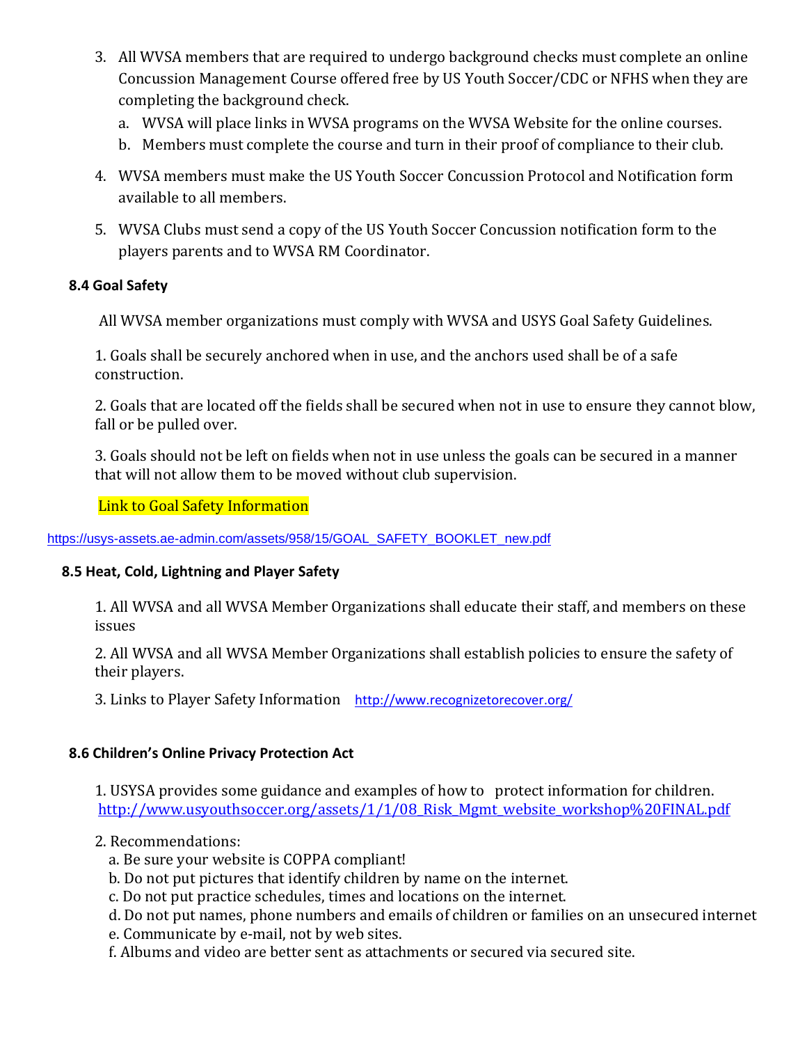3. All WVSA members that are required to undergo background checks must complete an online Concussion Management Course offered free by US Youth Soccer/CDC or NFHS when they are completing the background check.
    a. WVSA will place links in WVSA programs on the WVSA Website for the online courses.
    b. Members must complete the course and turn in their proof of compliance to their club.
4. WVSA members must make the US Youth Soccer Concussion Protocol and Notification form available to all members.
5. WVSA Clubs must send a copy of the US Youth Soccer Concussion notification form to the players parents and to WVSA RM Coordinator.

### 8.4 Goal Safety

All WVSA member organizations must comply with WVSA and USYS Goal Safety Guidelines.

1. Goals shall be securely anchored when in use, and the anchors used shall be of a safe construction.

2. Goals that are located off the fields shall be secured when not in use to ensure they cannot blow, fall or be pulled over.

3. Goals should not be left on fields when not in use unless the goals can be secured in a manner that will not allow them to be moved without club supervision.

Link to Goal Safety Information

https://usys-assets.ae-admin.com/assets/958/15/GOAL_SAFETY_BOOKLET_new.pdf

### 8.5 Heat, Cold, Lightning and Player Safety

1. All WVSA and all WVSA Member Organizations shall educate their staff, and members on these issues

2. All WVSA and all WVSA Member Organizations shall establish policies to ensure the safety of their players.

3. Links to Player Safety Information http://www.recognizetorecover.org/

### 8.6 Children's Online Privacy Protection Act

1. USYSA provides some guidance and examples of how to protect information for children. http://www.usyouthsoccer.org/assets/1/1/08_Risk_Mgmt_website_workshop%20FINAL.pdf

2. Recommendations:
   a. Be sure your website is COPPA compliant!
   b. Do not put pictures that identify children by name on the internet.
   c. Do not put practice schedules, times and locations on the internet.
   d. Do not put names, phone numbers and emails of children or families on an unsecured internet
   e. Communicate by e-mail, not by web sites.
   f. Albums and video are better sent as attachments or secured via secured site.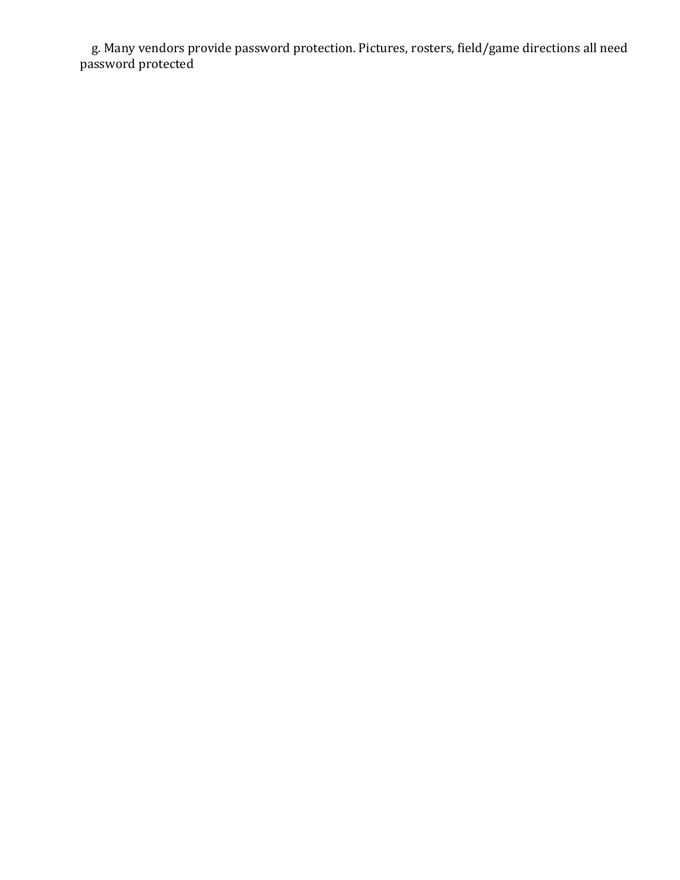g. Many vendors provide password protection. Pictures, rosters, field/game directions all need password protected